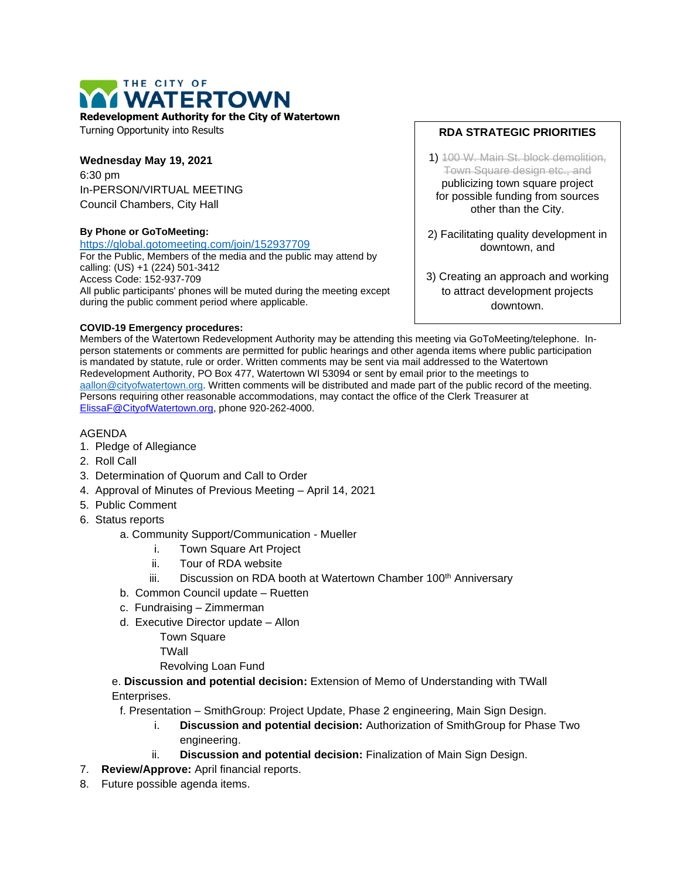# THE CITY OF WATERTOWN

**Redevelopment Authority for the City of Watertown**

Turning Opportunity into Results

**Wednesday May 19, 2021**

6:30 pm

In-PERSON/VIRTUAL MEETING

Council Chambers, City Hall

**By Phone or GoToMeeting:**

https://global.gotomeeting.com/join/152937709

For the Public, Members of the media and the public may attend by calling: (US) +1 (224) 501-3412

Access Code: 152-937-709

All public participants' phones will be muted during the meeting except during the public comment period where applicable.

**RDA STRATEGIC PRIORITIES**

1) ~~100 W. Main St. block demolition, Town Square design etc., and~~ publicizing town square project for possible funding from sources other than the City.

2) Facilitating quality development in downtown, and

3) Creating an approach and working to attract development projects downtown.

**COVID-19 Emergency procedures:**

Members of the Watertown Redevelopment Authority may be attending this meeting via GoToMeeting/telephone. In-person statements or comments are permitted for public hearings and other agenda items where public participation is mandated by statute, rule or order. Written comments may be sent via mail addressed to the Watertown Redevelopment Authority, PO Box 477, Watertown WI 53094 or sent by email prior to the meetings to aallon@cityofwatertown.org. Written comments will be distributed and made part of the public record of the meeting. Persons requiring other reasonable accommodations, may contact the office of the Clerk Treasurer at ElissaF@CityofWatertown.org, phone 920-262-4000.

AGENDA

1. Pledge of Allegiance
2. Roll Call
3. Determination of Quorum and Call to Order
4. Approval of Minutes of Previous Meeting – April 14, 2021
5. Public Comment
6. Status reports
   a. Community Support/Communication - Mueller
      i. Town Square Art Project
      ii. Tour of RDA website
      iii. Discussion on RDA booth at Watertown Chamber 100th Anniversary
   b. Common Council update – Ruetten
   c. Fundraising – Zimmerman
   d. Executive Director update – Allon
      - Town Square
      - TWall
      - Revolving Loan Fund
   e. **Discussion and potential decision:** Extension of Memo of Understanding with TWall Enterprises.
   f. Presentation – SmithGroup: Project Update, Phase 2 engineering, Main Sign Design.
      i. **Discussion and potential decision:** Authorization of SmithGroup for Phase Two engineering.
      ii. **Discussion and potential decision:** Finalization of Main Sign Design.
7. **Review/Approve:** April financial reports.
8. Future possible agenda items.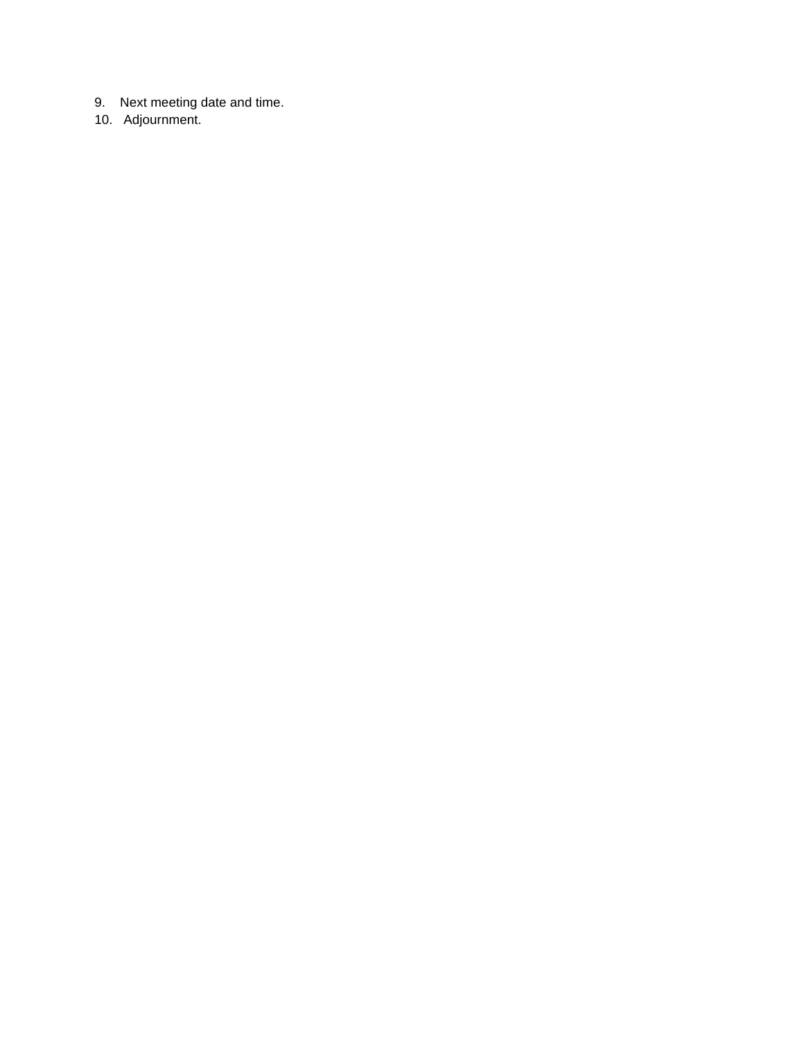9. Next meeting date and time.
10. Adjournment.